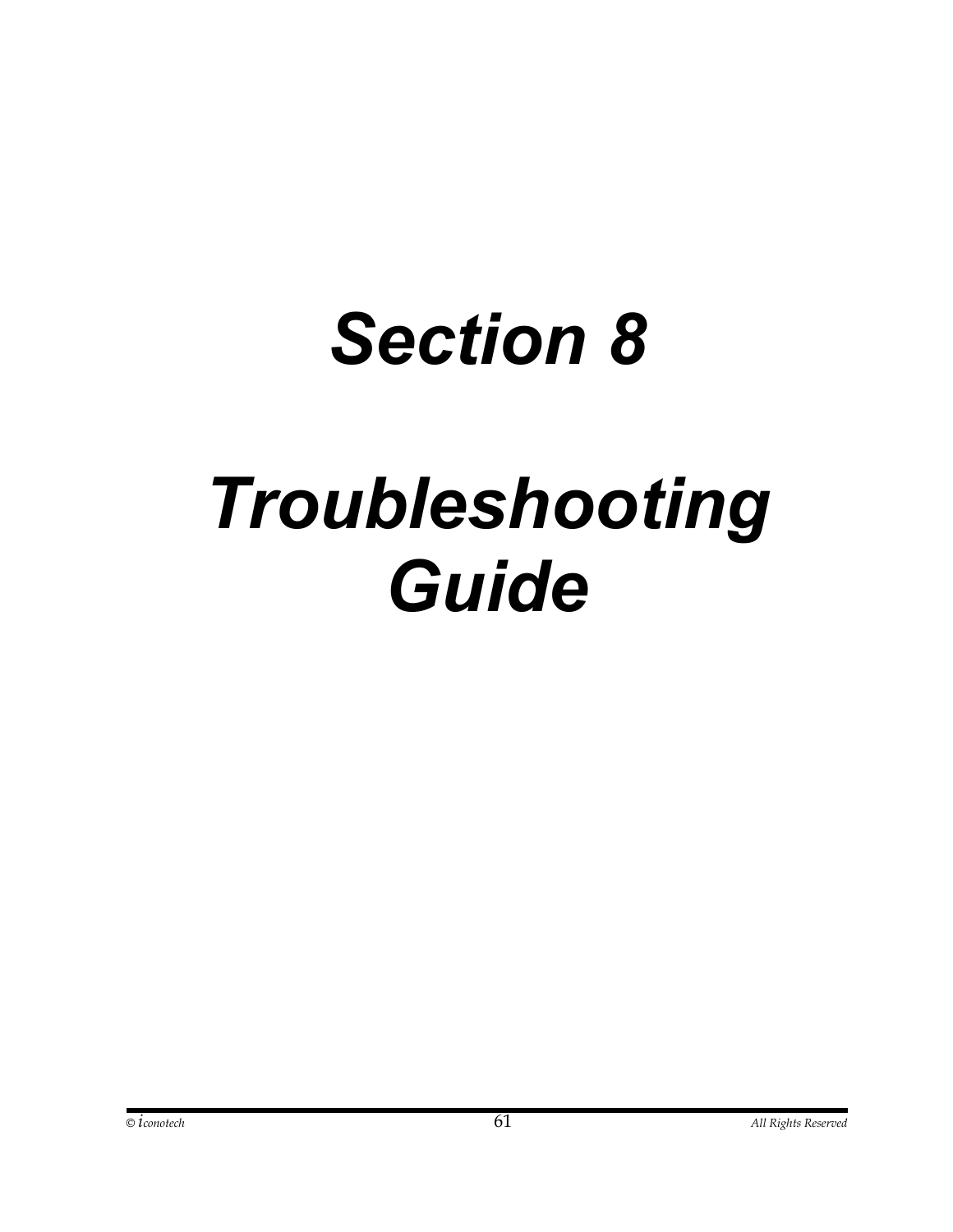# *Section 8*

# *Troubleshooting Guide*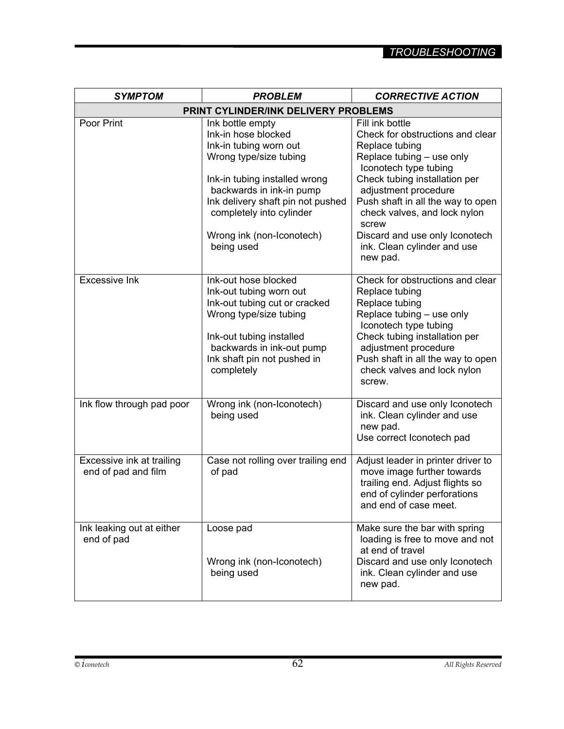| *SYMPTOM* | *PROBLEM* | *CORRECTIVE ACTION* |
|---|---|---|
| **PRINT CYLINDER/INK DELIVERY PROBLEMS** | | |
| Poor Print | Ink bottle empty<br>Ink-in hose blocked<br>Ink-in tubing worn out<br>Wrong type/size tubing<br><br>Ink-in tubing installed wrong backwards in ink-in pump<br>Ink delivery shaft pin not pushed completely into cylinder<br><br>Wrong ink (non-Iconotech) being used | Fill ink bottle<br>Check for obstructions and clear<br>Replace tubing<br>Replace tubing – use only Iconotech type tubing<br>Check tubing installation per adjustment procedure<br>Push shaft in all the way to open check valves, and lock nylon screw<br>Discard and use only Iconotech ink. Clean cylinder and use new pad. |
| Excessive Ink | Ink-out hose blocked<br>Ink-out tubing worn out<br>Ink-out tubing cut or cracked<br>Wrong type/size tubing<br><br>Ink-out tubing installed backwards in ink-out pump<br>Ink shaft pin not pushed in completely | Check for obstructions and clear<br>Replace tubing<br>Replace tubing<br>Replace tubing – use only Iconotech type tubing<br>Check tubing installation per adjustment procedure<br>Push shaft in all the way to open check valves and lock nylon screw. |
| Ink flow through pad poor | Wrong ink (non-Iconotech) being used | Discard and use only Iconotech ink. Clean cylinder and use new pad.<br>Use correct Iconotech pad |
| Excessive ink at trailing end of pad and film | Case not rolling over trailing end of pad | Adjust leader in printer driver to move image further towards trailing end. Adjust flights so end of cylinder perforations and end of case meet. |
| Ink leaking out at either end of pad | Loose pad<br><br><br>Wrong ink (non-Iconotech) being used | Make sure the bar with spring loading is free to move and not at end of travel<br>Discard and use only Iconotech ink. Clean cylinder and use new pad. |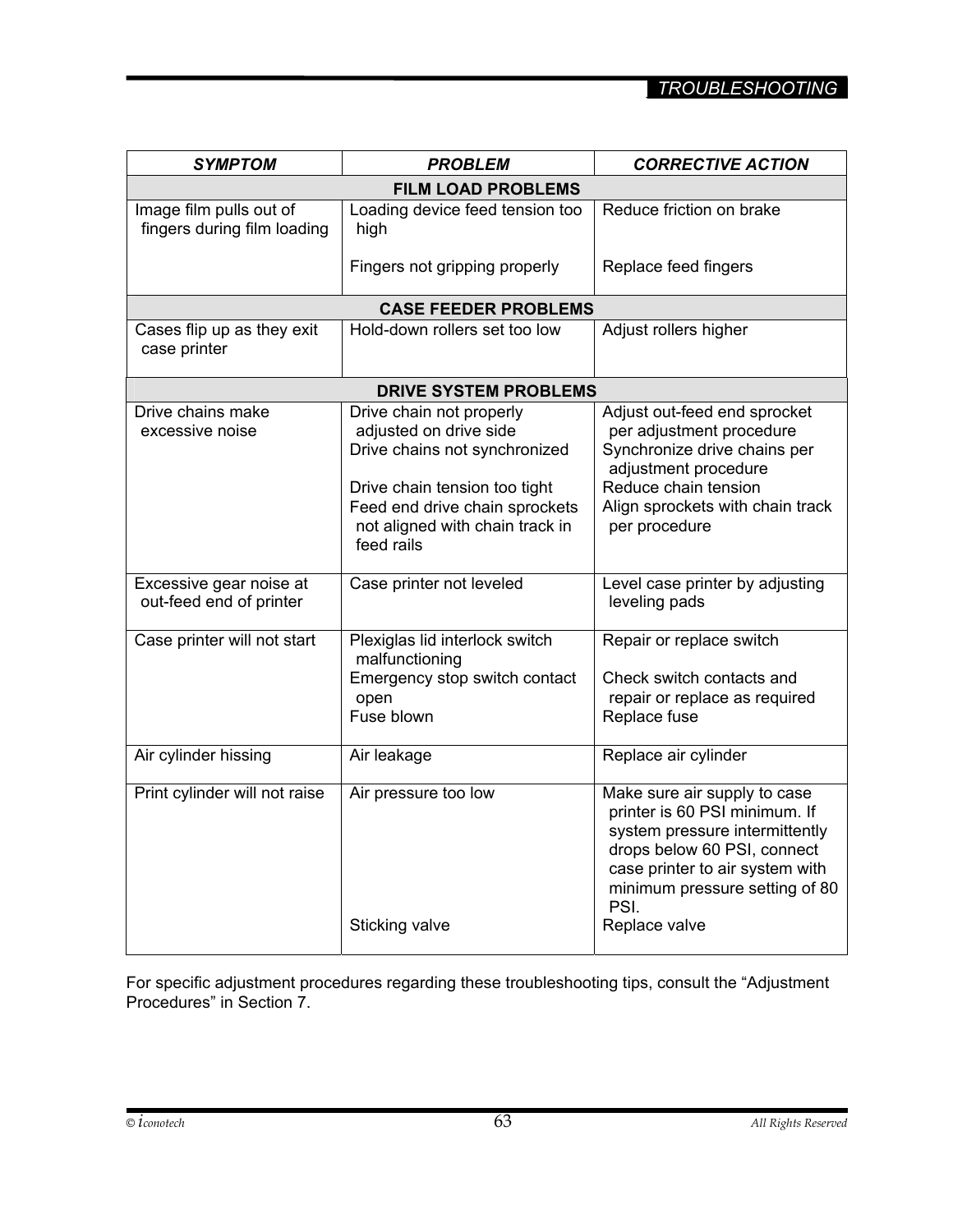| SYMPTOM | PROBLEM | CORRECTIVE ACTION |
|---|---|---|
| **FILM LOAD PROBLEMS** | | |
| Image film pulls out of fingers during film loading | Loading device feed tension too high | Reduce friction on brake |
| | Fingers not gripping properly | Replace feed fingers |
| **CASE FEEDER PROBLEMS** | | |
| Cases flip up as they exit case printer | Hold-down rollers set too low | Adjust rollers higher |
| **DRIVE SYSTEM PROBLEMS** | | |
| Drive chains make excessive noise | Drive chain not properly adjusted on drive side | Adjust out-feed end sprocket per adjustment procedure |
| | Drive chains not synchronized | Synchronize drive chains per adjustment procedure |
| | Drive chain tension too tight | Reduce chain tension |
| | Feed end drive chain sprockets not aligned with chain track in feed rails | Align sprockets with chain track per procedure |
| Excessive gear noise at out-feed end of printer | Case printer not leveled | Level case printer by adjusting leveling pads |
| Case printer will not start | Plexiglas lid interlock switch malfunctioning | Repair or replace switch |
| | Emergency stop switch contact open | Check switch contacts and repair or replace as required |
| | Fuse blown | Replace fuse |
| Air cylinder hissing | Air leakage | Replace air cylinder |
| Print cylinder will not raise | Air pressure too low | Make sure air supply to case printer is 60 PSI minimum. If system pressure intermittently drops below 60 PSI, connect case printer to air system with minimum pressure setting of 80 PSI. |
| | Sticking valve | Replace valve |

For specific adjustment procedures regarding these troubleshooting tips, consult the "Adjustment Procedures" in Section 7.